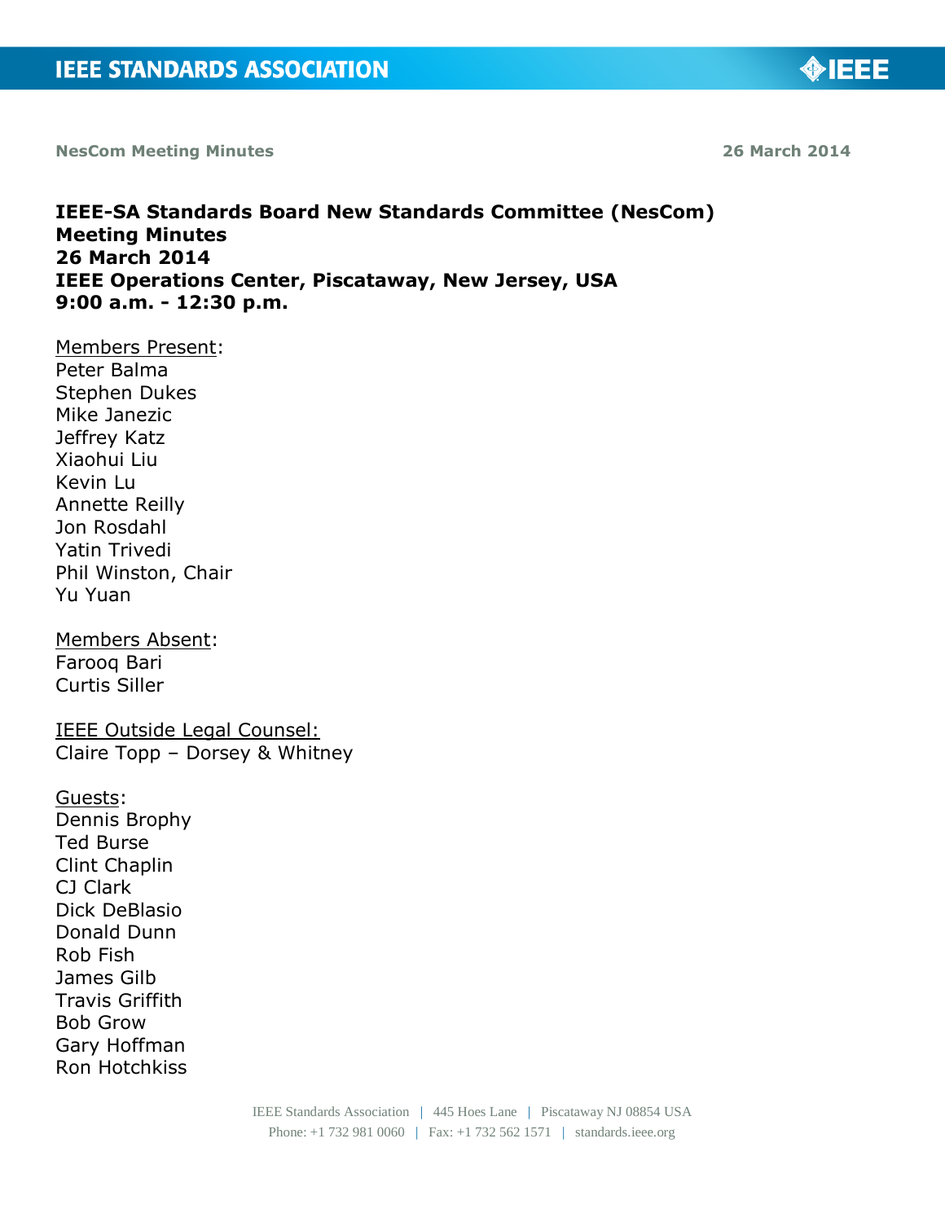**NesCom Meeting Minutes** **26 March 2014**

# IEEE-SA Standards Board New Standards Committee (NesCom) Meeting Minutes
## 26 March 2014
## IEEE Operations Center, Piscataway, New Jersey, USA
## 9:00 a.m. - 12:30 p.m.

Members Present:
Peter Balma
Stephen Dukes
Mike Janezic
Jeffrey Katz
Xiaohui Liu
Kevin Lu
Annette Reilly
Jon Rosdahl
Yatin Trivedi
Phil Winston, Chair
Yu Yuan

Members Absent:
Farooq Bari
Curtis Siller

IEEE Outside Legal Counsel:
Claire Topp – Dorsey & Whitney

Guests:
Dennis Brophy
Ted Burse
Clint Chaplin
CJ Clark
Dick DeBlasio
Donald Dunn
Rob Fish
James Gilb
Travis Griffith
Bob Grow
Gary Hoffman
Ron Hotchkiss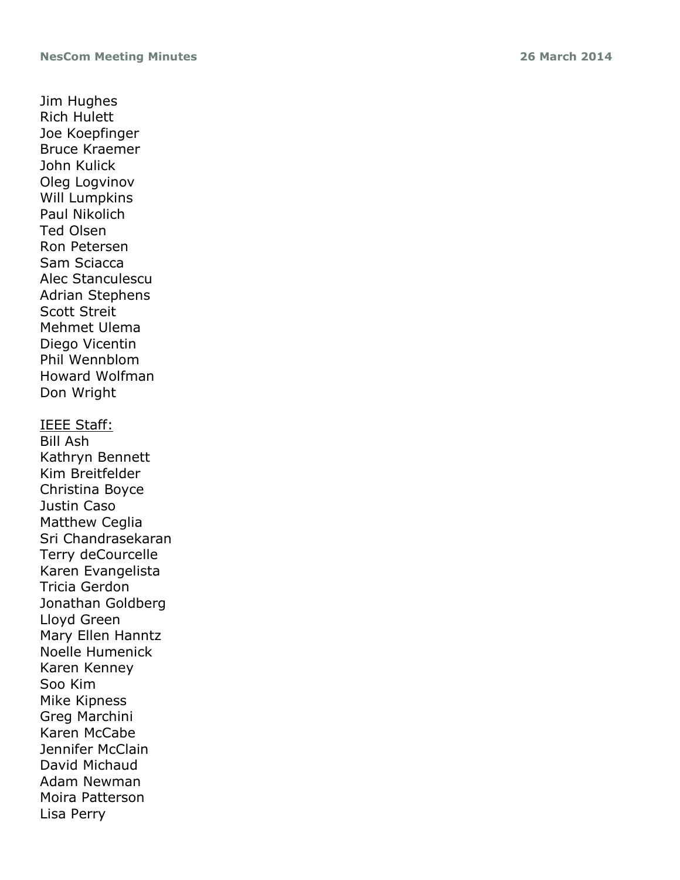Jim Hughes
Rich Hulett
Joe Koepfinger
Bruce Kraemer
John Kulick
Oleg Logvinov
Will Lumpkins
Paul Nikolich
Ted Olsen
Ron Petersen
Sam Sciacca
Alec Stanculescu
Adrian Stephens
Scott Streit
Mehmet Ulema
Diego Vicentin
Phil Wennblom
Howard Wolfman
Don Wright

<u>IEEE Staff:</u>
Bill Ash
Kathryn Bennett
Kim Breitfelder
Christina Boyce
Justin Caso
Matthew Ceglia
Sri Chandrasekaran
Terry deCourcelle
Karen Evangelista
Tricia Gerdon
Jonathan Goldberg
Lloyd Green
Mary Ellen Hanntz
Noelle Humenick
Karen Kenney
Soo Kim
Mike Kipness
Greg Marchini
Karen McCabe
Jennifer McClain
David Michaud
Adam Newman
Moira Patterson
Lisa Perry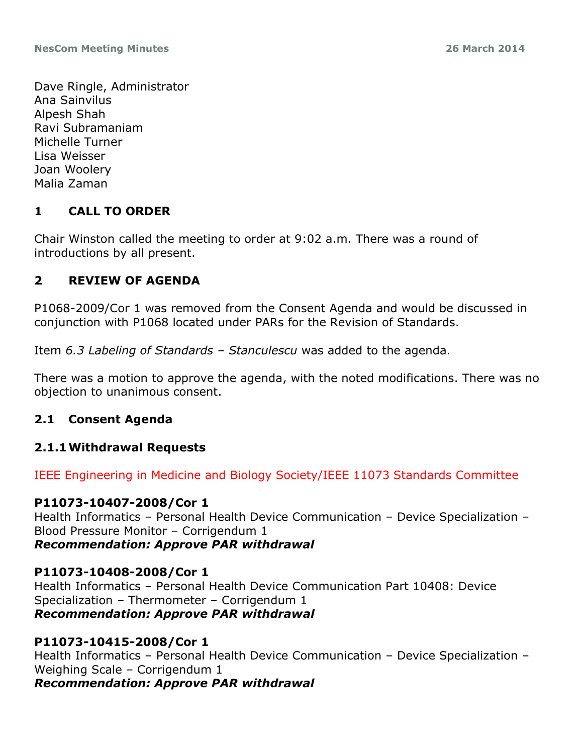Dave Ringle, Administrator
Ana Sainvilus
Alpesh Shah
Ravi Subramaniam
Michelle Turner
Lisa Weisser
Joan Woolery
Malia Zaman

## 1 CALL TO ORDER

Chair Winston called the meeting to order at 9:02 a.m. There was a round of introductions by all present.

## 2 REVIEW OF AGENDA

P1068-2009/Cor 1 was removed from the Consent Agenda and would be discussed in conjunction with P1068 located under PARs for the Revision of Standards.

Item *6.3 Labeling of Standards – Stanculescu* was added to the agenda.

There was a motion to approve the agenda, with the noted modifications. There was no objection to unanimous consent.

### 2.1 Consent Agenda

#### 2.1.1 Withdrawal Requests

IEEE Engineering in Medicine and Biology Society/IEEE 11073 Standards Committee

**P11073-10407-2008/Cor 1**
Health Informatics – Personal Health Device Communication – Device Specialization – Blood Pressure Monitor – Corrigendum 1
***Recommendation: Approve PAR withdrawal***

**P11073-10408-2008/Cor 1**
Health Informatics – Personal Health Device Communication Part 10408: Device Specialization – Thermometer – Corrigendum 1
***Recommendation: Approve PAR withdrawal***

**P11073-10415-2008/Cor 1**
Health Informatics – Personal Health Device Communication – Device Specialization – Weighing Scale – Corrigendum 1
***Recommendation: Approve PAR withdrawal***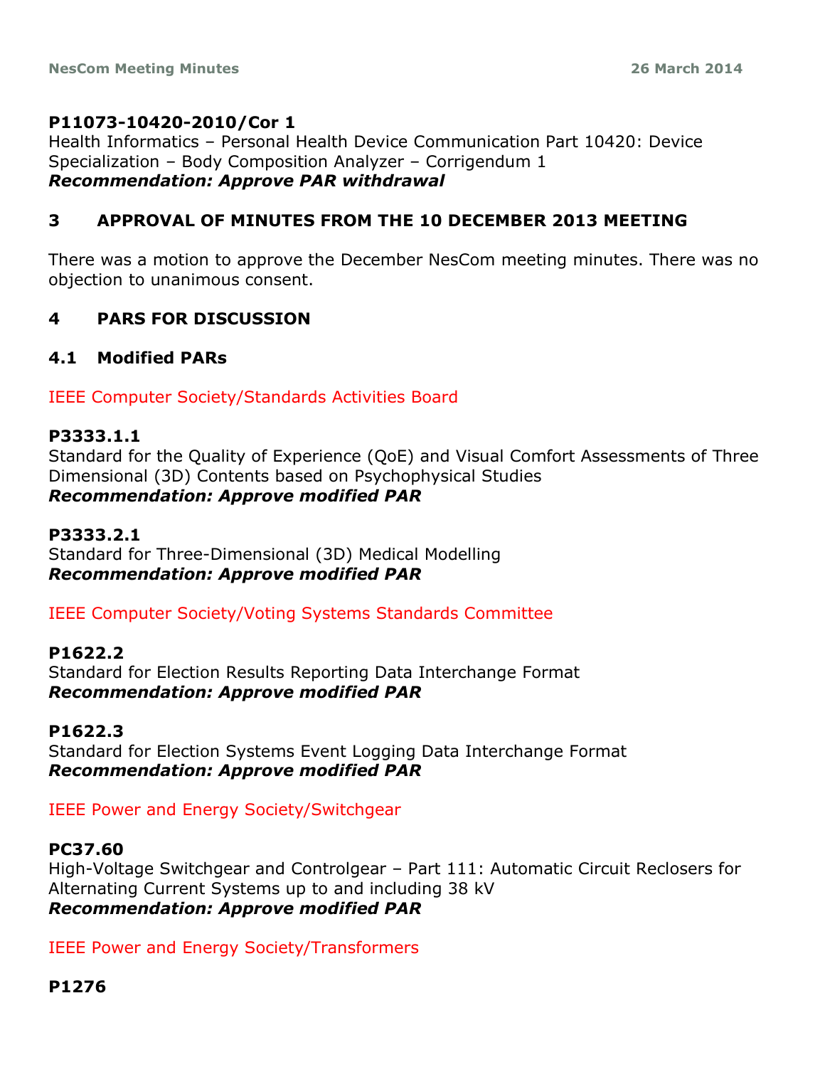**P11073-10420-2010/Cor 1**
Health Informatics – Personal Health Device Communication Part 10420: Device Specialization – Body Composition Analyzer – Corrigendum 1
***Recommendation: Approve PAR withdrawal***

## 3 APPROVAL OF MINUTES FROM THE 10 DECEMBER 2013 MEETING

There was a motion to approve the December NesCom meeting minutes. There was no objection to unanimous consent.

## 4 PARS FOR DISCUSSION

### 4.1 Modified PARs

IEEE Computer Society/Standards Activities Board

**P3333.1.1**
Standard for the Quality of Experience (QoE) and Visual Comfort Assessments of Three Dimensional (3D) Contents based on Psychophysical Studies
***Recommendation: Approve modified PAR***

**P3333.2.1**
Standard for Three-Dimensional (3D) Medical Modelling
***Recommendation: Approve modified PAR***

IEEE Computer Society/Voting Systems Standards Committee

**P1622.2**
Standard for Election Results Reporting Data Interchange Format
***Recommendation: Approve modified PAR***

**P1622.3**
Standard for Election Systems Event Logging Data Interchange Format
***Recommendation: Approve modified PAR***

IEEE Power and Energy Society/Switchgear

**PC37.60**
High-Voltage Switchgear and Controlgear – Part 111: Automatic Circuit Reclosers for Alternating Current Systems up to and including 38 kV
***Recommendation: Approve modified PAR***

IEEE Power and Energy Society/Transformers

**P1276**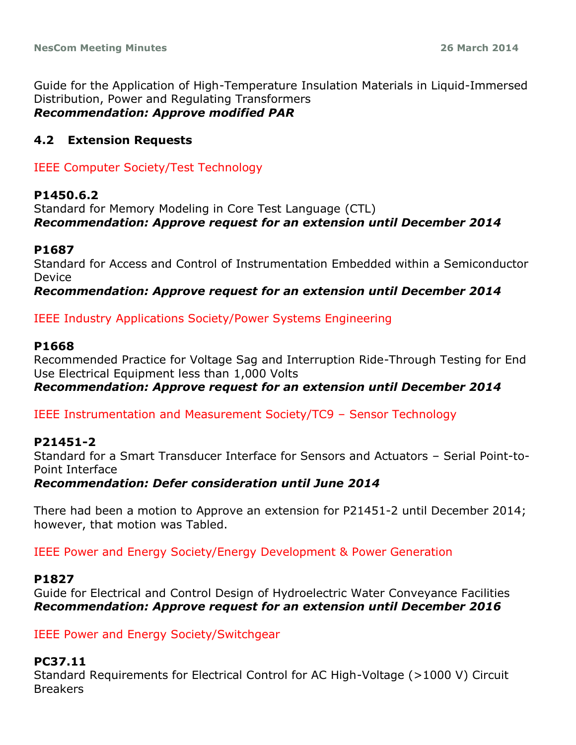Guide for the Application of High-Temperature Insulation Materials in Liquid-Immersed Distribution, Power and Regulating Transformers
***Recommendation: Approve modified PAR***

## 4.2 Extension Requests

IEEE Computer Society/Test Technology

**P1450.6.2**
Standard for Memory Modeling in Core Test Language (CTL)
***Recommendation: Approve request for an extension until December 2014***

**P1687**
Standard for Access and Control of Instrumentation Embedded within a Semiconductor Device
***Recommendation: Approve request for an extension until December 2014***

IEEE Industry Applications Society/Power Systems Engineering

**P1668**
Recommended Practice for Voltage Sag and Interruption Ride-Through Testing for End Use Electrical Equipment less than 1,000 Volts
***Recommendation: Approve request for an extension until December 2014***

IEEE Instrumentation and Measurement Society/TC9 – Sensor Technology

**P21451-2**
Standard for a Smart Transducer Interface for Sensors and Actuators – Serial Point-to-Point Interface
***Recommendation: Defer consideration until June 2014***

There had been a motion to Approve an extension for P21451-2 until December 2014; however, that motion was Tabled.

IEEE Power and Energy Society/Energy Development & Power Generation

**P1827**
Guide for Electrical and Control Design of Hydroelectric Water Conveyance Facilities
***Recommendation: Approve request for an extension until December 2016***

IEEE Power and Energy Society/Switchgear

**PC37.11**
Standard Requirements for Electrical Control for AC High-Voltage (>1000 V) Circuit Breakers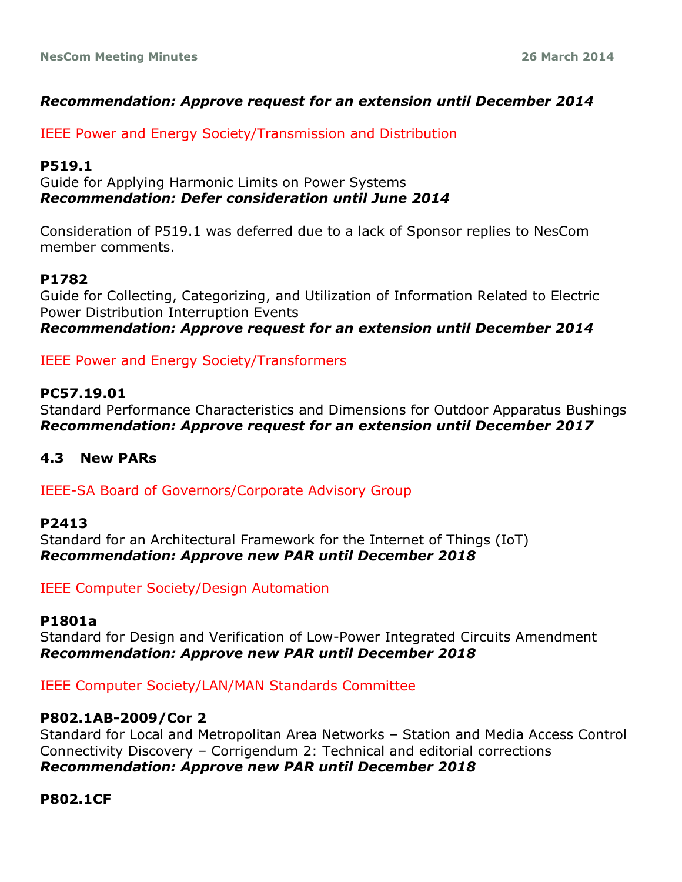***Recommendation: Approve request for an extension until December 2014***

IEEE Power and Energy Society/Transmission and Distribution

**P519.1**
Guide for Applying Harmonic Limits on Power Systems
***Recommendation: Defer consideration until June 2014***

Consideration of P519.1 was deferred due to a lack of Sponsor replies to NesCom member comments.

**P1782**
Guide for Collecting, Categorizing, and Utilization of Information Related to Electric Power Distribution Interruption Events
***Recommendation: Approve request for an extension until December 2014***

IEEE Power and Energy Society/Transformers

**PC57.19.01**
Standard Performance Characteristics and Dimensions for Outdoor Apparatus Bushings
***Recommendation: Approve request for an extension until December 2017***

### 4.3 New PARs

IEEE-SA Board of Governors/Corporate Advisory Group

**P2413**
Standard for an Architectural Framework for the Internet of Things (IoT)
***Recommendation: Approve new PAR until December 2018***

IEEE Computer Society/Design Automation

**P1801a**
Standard for Design and Verification of Low-Power Integrated Circuits Amendment
***Recommendation: Approve new PAR until December 2018***

IEEE Computer Society/LAN/MAN Standards Committee

**P802.1AB-2009/Cor 2**
Standard for Local and Metropolitan Area Networks – Station and Media Access Control Connectivity Discovery – Corrigendum 2: Technical and editorial corrections
***Recommendation: Approve new PAR until December 2018***

**P802.1CF**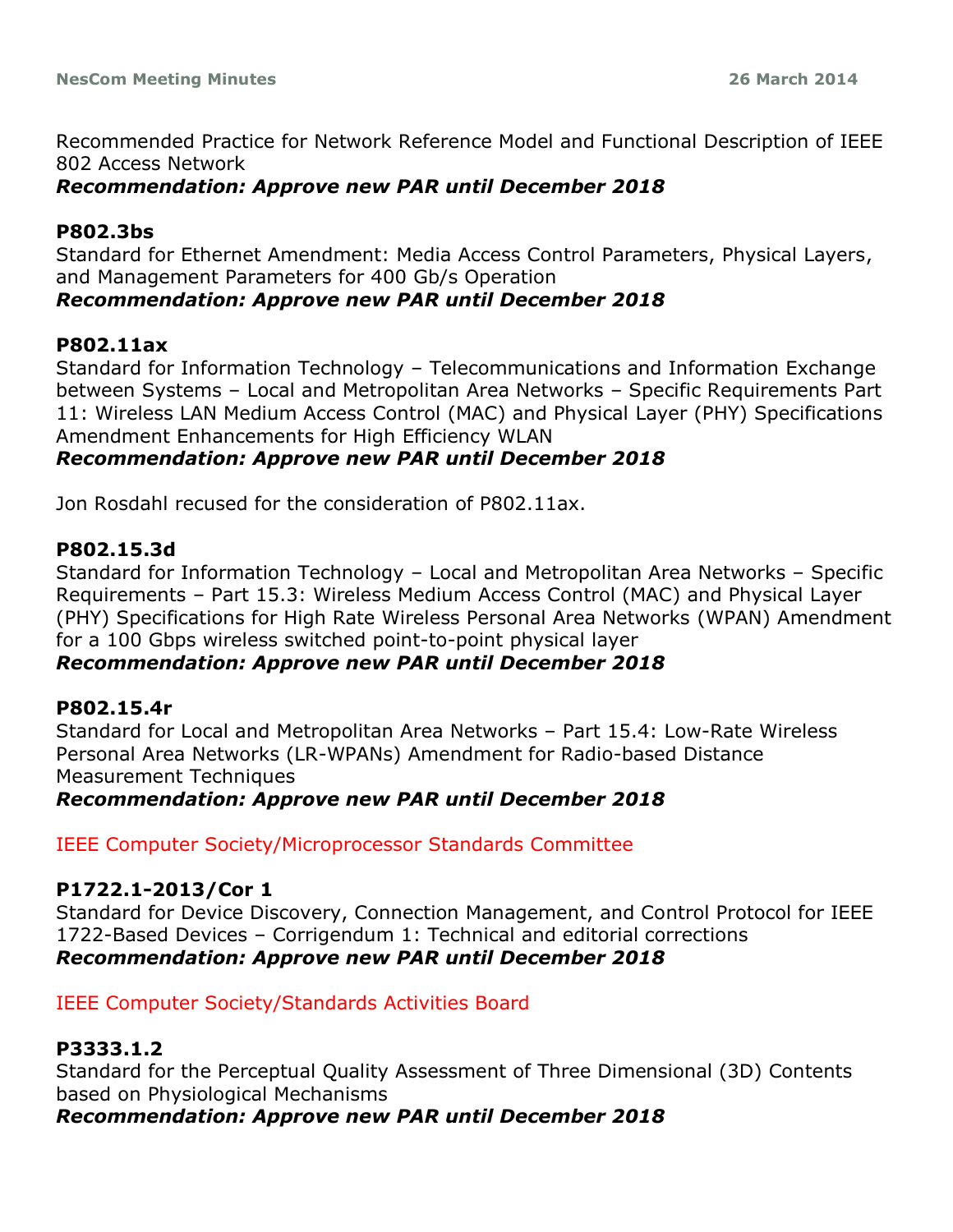Recommended Practice for Network Reference Model and Functional Description of IEEE 802 Access Network
***Recommendation: Approve new PAR until December 2018***

**P802.3bs**
Standard for Ethernet Amendment: Media Access Control Parameters, Physical Layers, and Management Parameters for 400 Gb/s Operation
***Recommendation: Approve new PAR until December 2018***

**P802.11ax**
Standard for Information Technology – Telecommunications and Information Exchange between Systems – Local and Metropolitan Area Networks – Specific Requirements Part 11: Wireless LAN Medium Access Control (MAC) and Physical Layer (PHY) Specifications Amendment Enhancements for High Efficiency WLAN
***Recommendation: Approve new PAR until December 2018***

Jon Rosdahl recused for the consideration of P802.11ax.

**P802.15.3d**
Standard for Information Technology – Local and Metropolitan Area Networks – Specific Requirements – Part 15.3: Wireless Medium Access Control (MAC) and Physical Layer (PHY) Specifications for High Rate Wireless Personal Area Networks (WPAN) Amendment for a 100 Gbps wireless switched point-to-point physical layer
***Recommendation: Approve new PAR until December 2018***

**P802.15.4r**
Standard for Local and Metropolitan Area Networks – Part 15.4: Low-Rate Wireless Personal Area Networks (LR-WPANs) Amendment for Radio-based Distance Measurement Techniques
***Recommendation: Approve new PAR until December 2018***

IEEE Computer Society/Microprocessor Standards Committee

**P1722.1-2013/Cor 1**
Standard for Device Discovery, Connection Management, and Control Protocol for IEEE 1722-Based Devices – Corrigendum 1: Technical and editorial corrections
***Recommendation: Approve new PAR until December 2018***

IEEE Computer Society/Standards Activities Board

**P3333.1.2**
Standard for the Perceptual Quality Assessment of Three Dimensional (3D) Contents based on Physiological Mechanisms
***Recommendation: Approve new PAR until December 2018***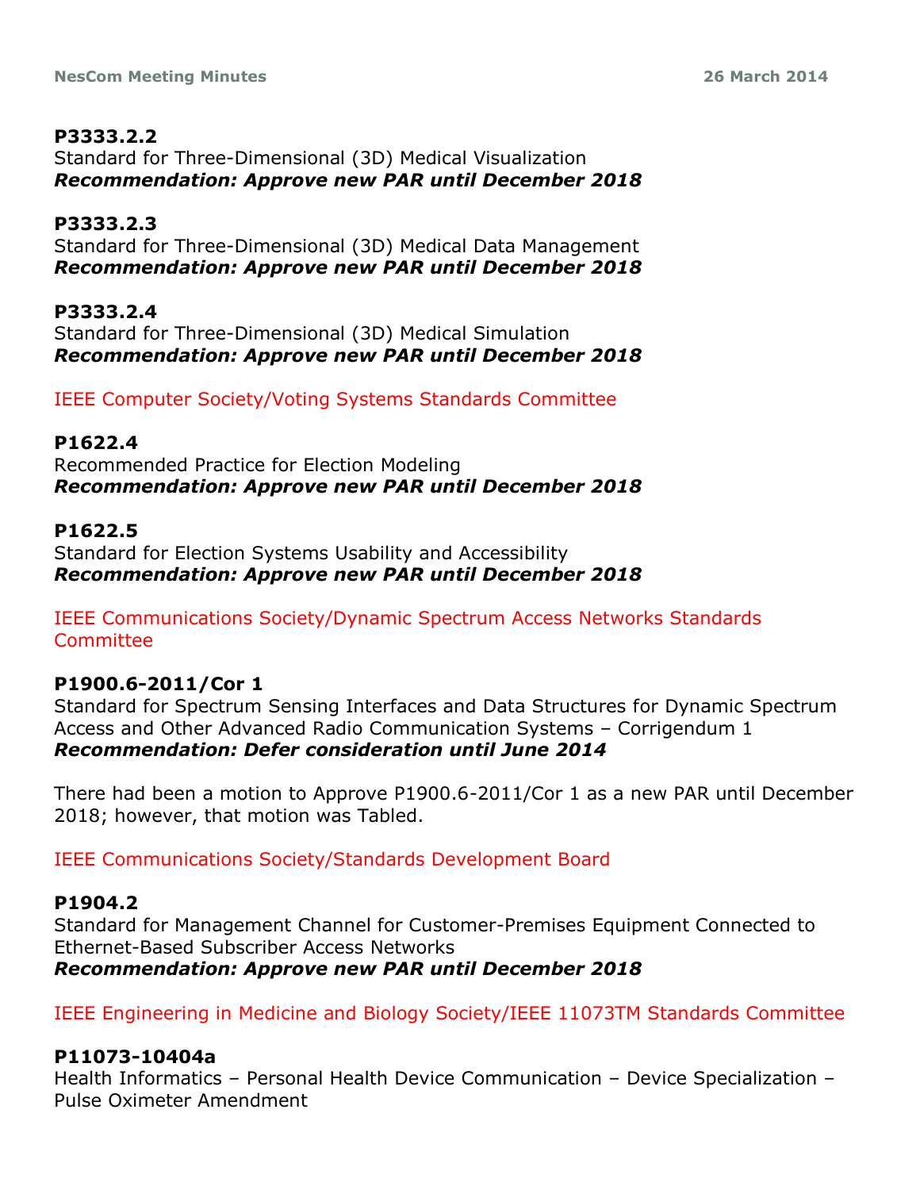**P3333.2.2**
Standard for Three-Dimensional (3D) Medical Visualization
***Recommendation: Approve new PAR until December 2018***

**P3333.2.3**
Standard for Three-Dimensional (3D) Medical Data Management
***Recommendation: Approve new PAR until December 2018***

**P3333.2.4**
Standard for Three-Dimensional (3D) Medical Simulation
***Recommendation: Approve new PAR until December 2018***

IEEE Computer Society/Voting Systems Standards Committee

**P1622.4**
Recommended Practice for Election Modeling
***Recommendation: Approve new PAR until December 2018***

**P1622.5**
Standard for Election Systems Usability and Accessibility
***Recommendation: Approve new PAR until December 2018***

IEEE Communications Society/Dynamic Spectrum Access Networks Standards Committee

**P1900.6-2011/Cor 1**
Standard for Spectrum Sensing Interfaces and Data Structures for Dynamic Spectrum Access and Other Advanced Radio Communication Systems – Corrigendum 1
***Recommendation: Defer consideration until June 2014***

There had been a motion to Approve P1900.6-2011/Cor 1 as a new PAR until December 2018; however, that motion was Tabled.

IEEE Communications Society/Standards Development Board

**P1904.2**
Standard for Management Channel for Customer-Premises Equipment Connected to Ethernet-Based Subscriber Access Networks
***Recommendation: Approve new PAR until December 2018***

IEEE Engineering in Medicine and Biology Society/IEEE 11073TM Standards Committee

**P11073-10404a**
Health Informatics – Personal Health Device Communication – Device Specialization – Pulse Oximeter Amendment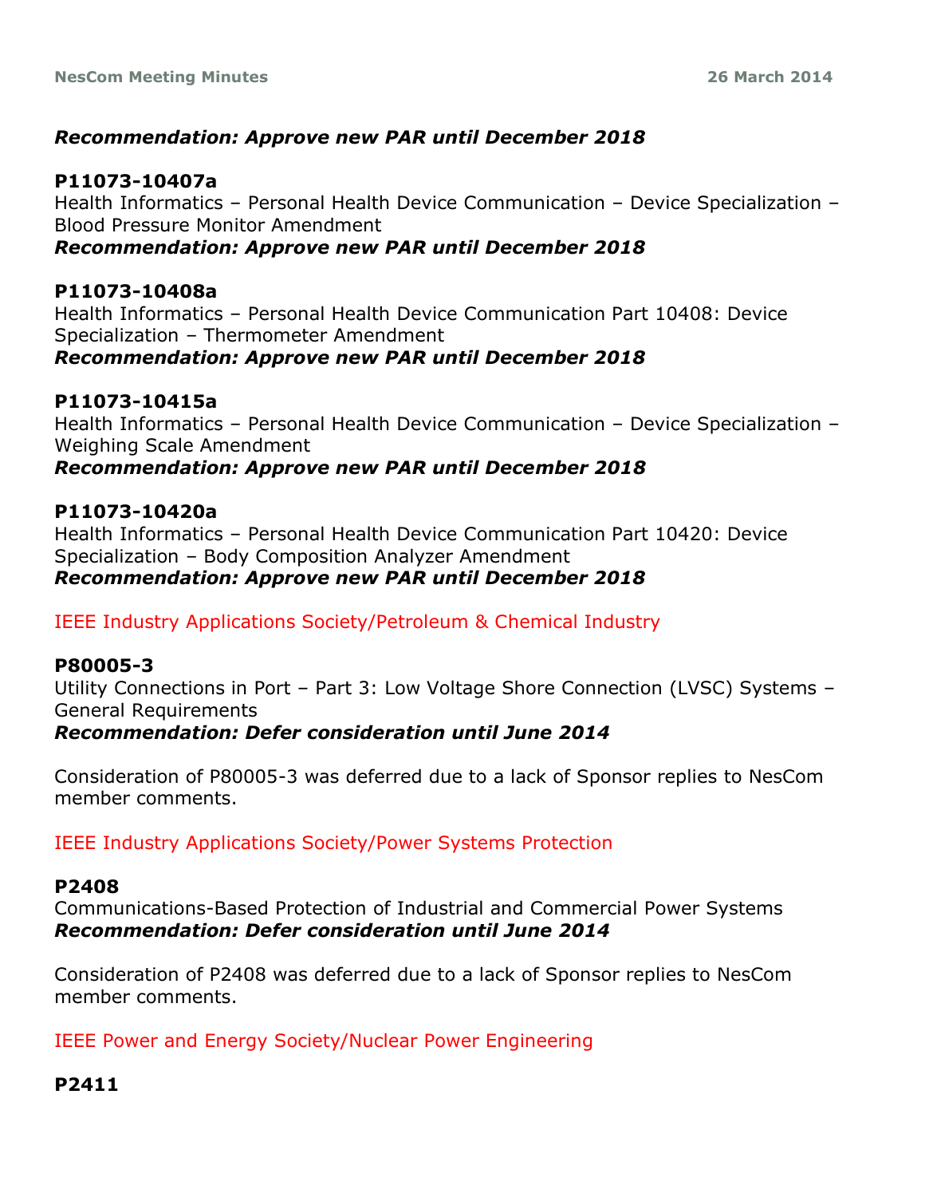***Recommendation: Approve new PAR until December 2018***

**P11073-10407a**
Health Informatics – Personal Health Device Communication – Device Specialization – Blood Pressure Monitor Amendment
***Recommendation: Approve new PAR until December 2018***

**P11073-10408a**
Health Informatics – Personal Health Device Communication Part 10408: Device Specialization – Thermometer Amendment
***Recommendation: Approve new PAR until December 2018***

**P11073-10415a**
Health Informatics – Personal Health Device Communication – Device Specialization – Weighing Scale Amendment
***Recommendation: Approve new PAR until December 2018***

**P11073-10420a**
Health Informatics – Personal Health Device Communication Part 10420: Device Specialization – Body Composition Analyzer Amendment
***Recommendation: Approve new PAR until December 2018***

IEEE Industry Applications Society/Petroleum & Chemical Industry

**P80005-3**
Utility Connections in Port – Part 3: Low Voltage Shore Connection (LVSC) Systems – General Requirements
***Recommendation: Defer consideration until June 2014***

Consideration of P80005-3 was deferred due to a lack of Sponsor replies to NesCom member comments.

IEEE Industry Applications Society/Power Systems Protection

**P2408**
Communications-Based Protection of Industrial and Commercial Power Systems
***Recommendation: Defer consideration until June 2014***

Consideration of P2408 was deferred due to a lack of Sponsor replies to NesCom member comments.

IEEE Power and Energy Society/Nuclear Power Engineering

**P2411**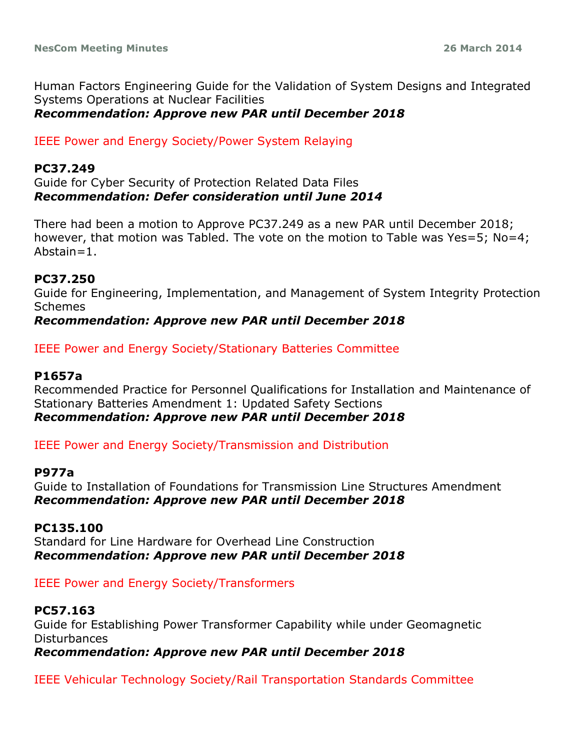Human Factors Engineering Guide for the Validation of System Designs and Integrated Systems Operations at Nuclear Facilities
***Recommendation: Approve new PAR until December 2018***

IEEE Power and Energy Society/Power System Relaying

**PC37.249**
Guide for Cyber Security of Protection Related Data Files
***Recommendation: Defer consideration until June 2014***

There had been a motion to Approve PC37.249 as a new PAR until December 2018; however, that motion was Tabled. The vote on the motion to Table was Yes=5; No=4; Abstain=1.

**PC37.250**
Guide for Engineering, Implementation, and Management of System Integrity Protection Schemes
***Recommendation: Approve new PAR until December 2018***

IEEE Power and Energy Society/Stationary Batteries Committee

**P1657a**
Recommended Practice for Personnel Qualifications for Installation and Maintenance of Stationary Batteries Amendment 1: Updated Safety Sections
***Recommendation: Approve new PAR until December 2018***

IEEE Power and Energy Society/Transmission and Distribution

**P977a**
Guide to Installation of Foundations for Transmission Line Structures Amendment
***Recommendation: Approve new PAR until December 2018***

**PC135.100**
Standard for Line Hardware for Overhead Line Construction
***Recommendation: Approve new PAR until December 2018***

IEEE Power and Energy Society/Transformers

**PC57.163**
Guide for Establishing Power Transformer Capability while under Geomagnetic Disturbances
***Recommendation: Approve new PAR until December 2018***

IEEE Vehicular Technology Society/Rail Transportation Standards Committee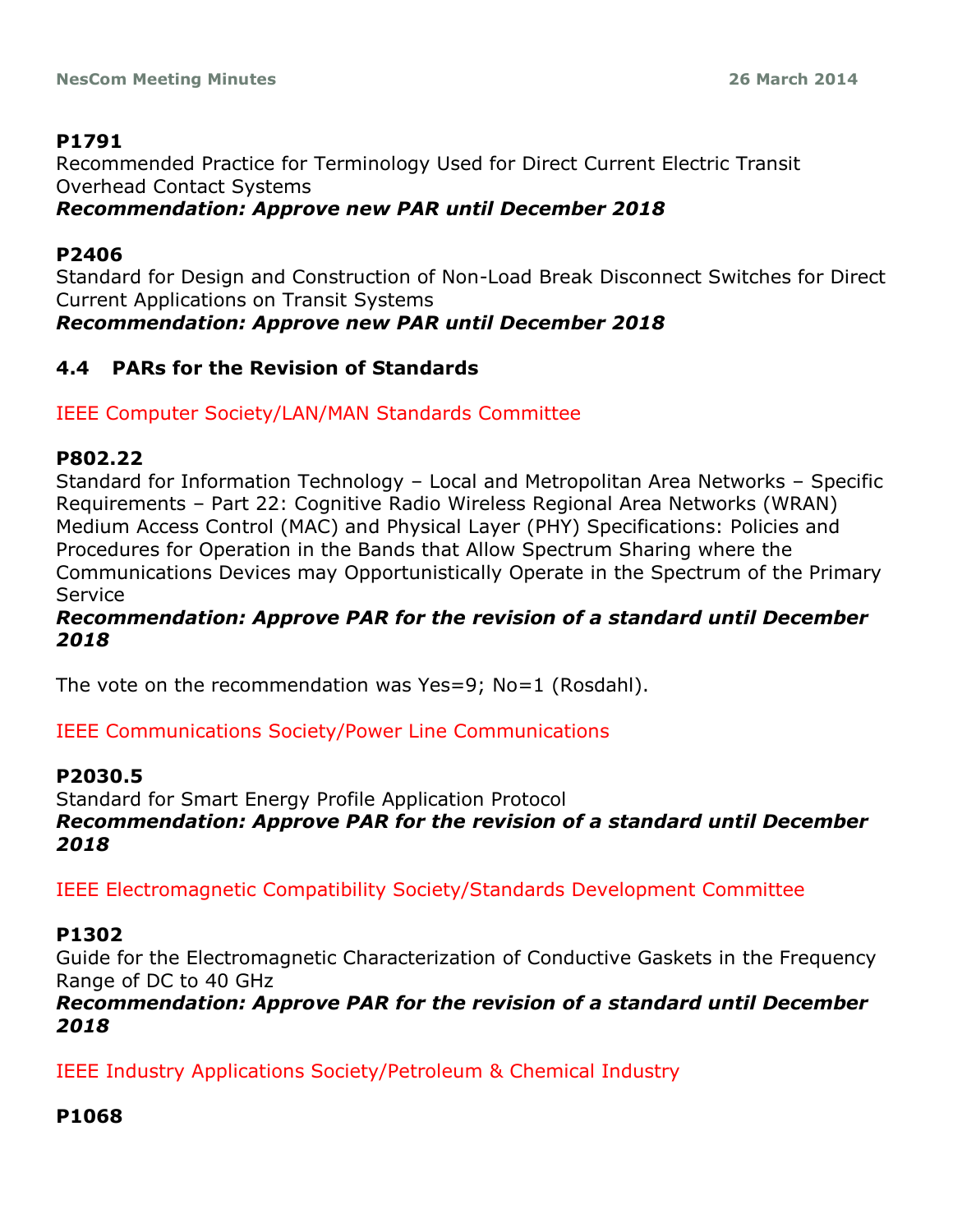**P1791**
Recommended Practice for Terminology Used for Direct Current Electric Transit Overhead Contact Systems
***Recommendation: Approve new PAR until December 2018***

**P2406**
Standard for Design and Construction of Non-Load Break Disconnect Switches for Direct Current Applications on Transit Systems
***Recommendation: Approve new PAR until December 2018***

### 4.4 PARs for the Revision of Standards

IEEE Computer Society/LAN/MAN Standards Committee

**P802.22**
Standard for Information Technology – Local and Metropolitan Area Networks – Specific Requirements – Part 22: Cognitive Radio Wireless Regional Area Networks (WRAN) Medium Access Control (MAC) and Physical Layer (PHY) Specifications: Policies and Procedures for Operation in the Bands that Allow Spectrum Sharing where the Communications Devices may Opportunistically Operate in the Spectrum of the Primary Service
***Recommendation: Approve PAR for the revision of a standard until December 2018***

The vote on the recommendation was Yes=9; No=1 (Rosdahl).

IEEE Communications Society/Power Line Communications

**P2030.5**
Standard for Smart Energy Profile Application Protocol
***Recommendation: Approve PAR for the revision of a standard until December 2018***

IEEE Electromagnetic Compatibility Society/Standards Development Committee

**P1302**
Guide for the Electromagnetic Characterization of Conductive Gaskets in the Frequency Range of DC to 40 GHz
***Recommendation: Approve PAR for the revision of a standard until December 2018***

IEEE Industry Applications Society/Petroleum & Chemical Industry

**P1068**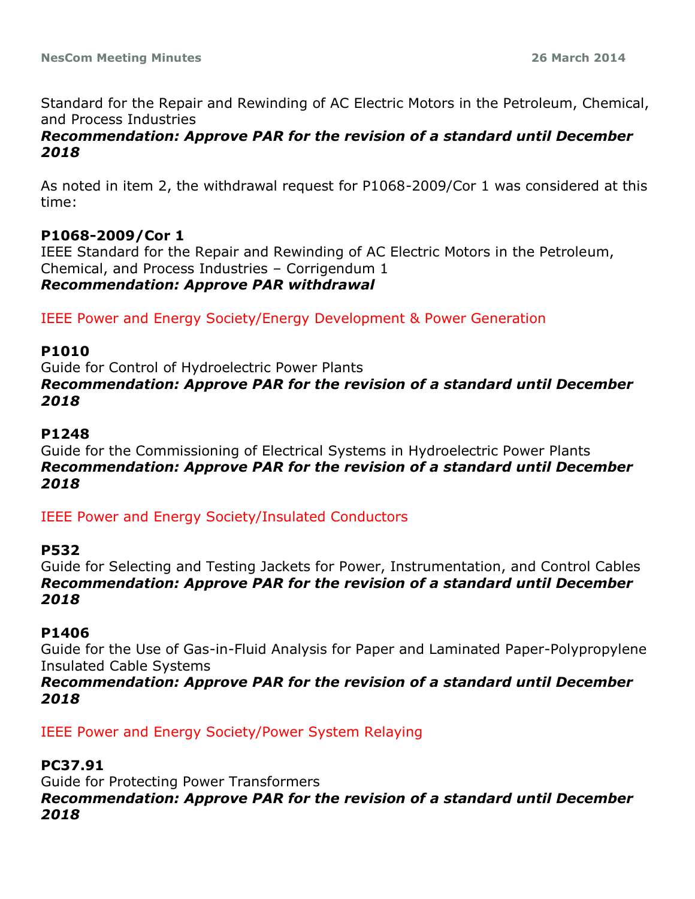Standard for the Repair and Rewinding of AC Electric Motors in the Petroleum, Chemical, and Process Industries
***Recommendation: Approve PAR for the revision of a standard until December 2018***

As noted in item 2, the withdrawal request for P1068-2009/Cor 1 was considered at this time:

**P1068-2009/Cor 1**
IEEE Standard for the Repair and Rewinding of AC Electric Motors in the Petroleum, Chemical, and Process Industries – Corrigendum 1
***Recommendation: Approve PAR withdrawal***

IEEE Power and Energy Society/Energy Development & Power Generation

**P1010**
Guide for Control of Hydroelectric Power Plants
***Recommendation: Approve PAR for the revision of a standard until December 2018***

**P1248**
Guide for the Commissioning of Electrical Systems in Hydroelectric Power Plants
***Recommendation: Approve PAR for the revision of a standard until December 2018***

IEEE Power and Energy Society/Insulated Conductors

**P532**
Guide for Selecting and Testing Jackets for Power, Instrumentation, and Control Cables
***Recommendation: Approve PAR for the revision of a standard until December 2018***

**P1406**
Guide for the Use of Gas-in-Fluid Analysis for Paper and Laminated Paper-Polypropylene Insulated Cable Systems
***Recommendation: Approve PAR for the revision of a standard until December 2018***

IEEE Power and Energy Society/Power System Relaying

**PC37.91**
Guide for Protecting Power Transformers
***Recommendation: Approve PAR for the revision of a standard until December 2018***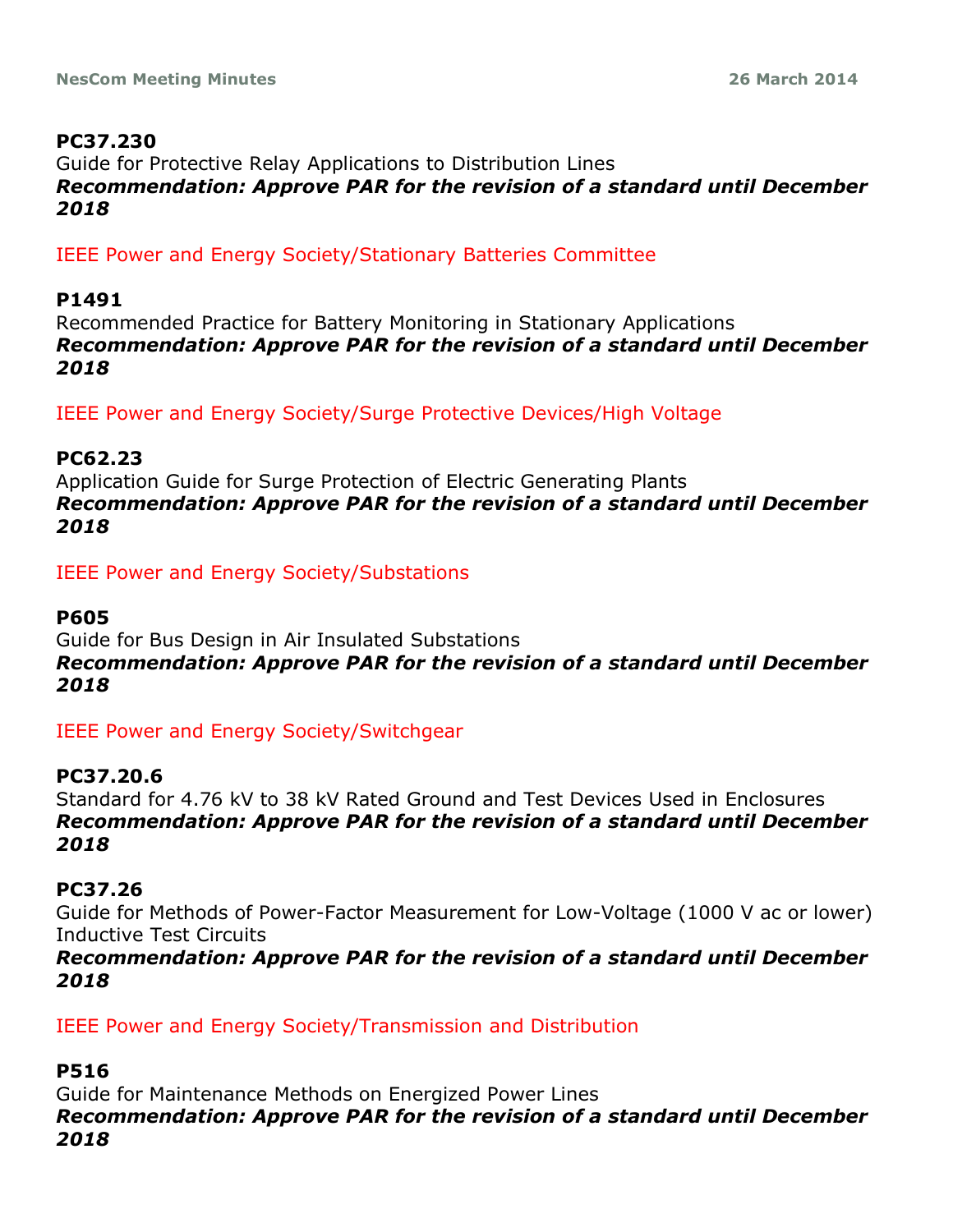**PC37.230**
Guide for Protective Relay Applications to Distribution Lines
***Recommendation: Approve PAR for the revision of a standard until December 2018***

IEEE Power and Energy Society/Stationary Batteries Committee

**P1491**
Recommended Practice for Battery Monitoring in Stationary Applications
***Recommendation: Approve PAR for the revision of a standard until December 2018***

IEEE Power and Energy Society/Surge Protective Devices/High Voltage

**PC62.23**
Application Guide for Surge Protection of Electric Generating Plants
***Recommendation: Approve PAR for the revision of a standard until December 2018***

IEEE Power and Energy Society/Substations

**P605**
Guide for Bus Design in Air Insulated Substations
***Recommendation: Approve PAR for the revision of a standard until December 2018***

IEEE Power and Energy Society/Switchgear

**PC37.20.6**
Standard for 4.76 kV to 38 kV Rated Ground and Test Devices Used in Enclosures
***Recommendation: Approve PAR for the revision of a standard until December 2018***

**PC37.26**
Guide for Methods of Power-Factor Measurement for Low-Voltage (1000 V ac or lower) Inductive Test Circuits
***Recommendation: Approve PAR for the revision of a standard until December 2018***

IEEE Power and Energy Society/Transmission and Distribution

**P516**
Guide for Maintenance Methods on Energized Power Lines
***Recommendation: Approve PAR for the revision of a standard until December 2018***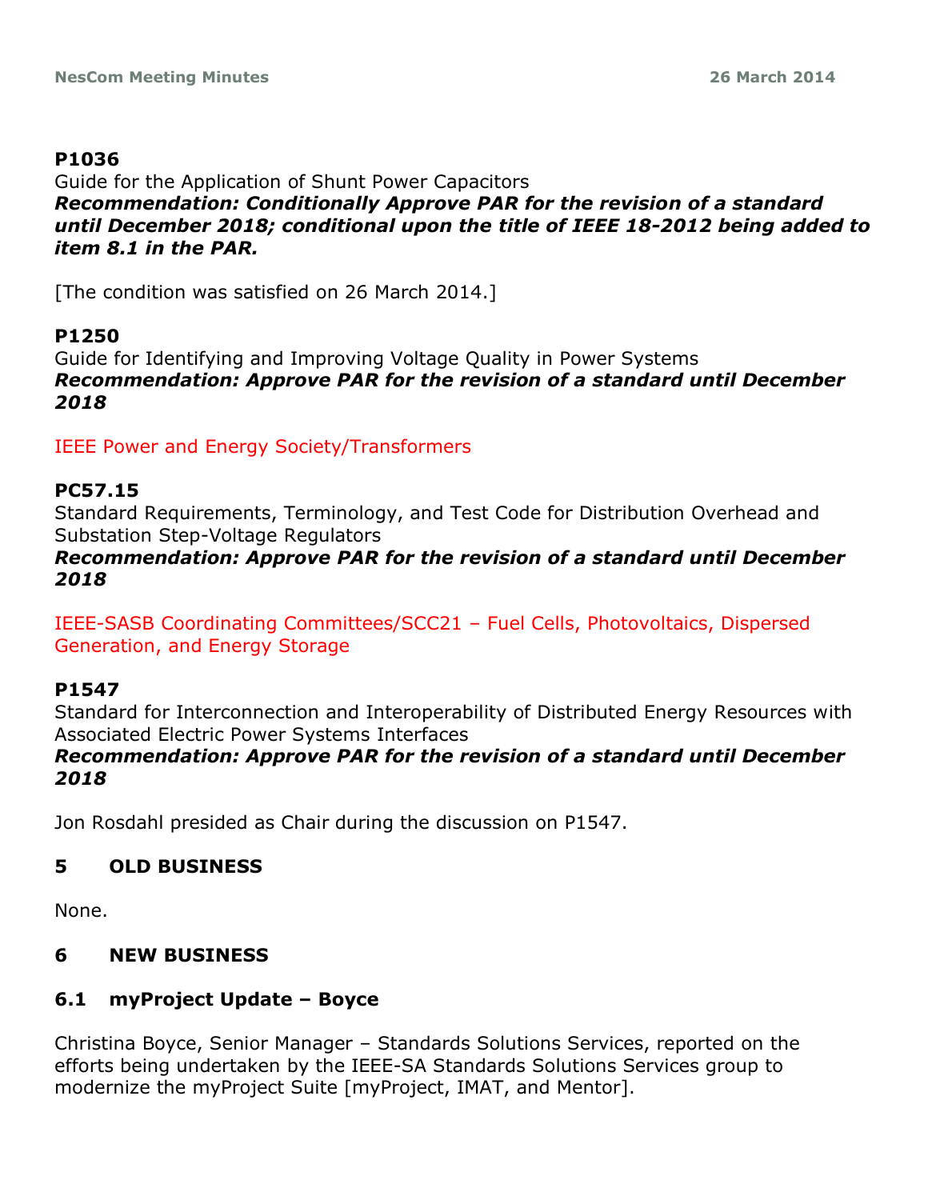**P1036**
Guide for the Application of Shunt Power Capacitors
***Recommendation: Conditionally Approve PAR for the revision of a standard until December 2018; conditional upon the title of IEEE 18-2012 being added to item 8.1 in the PAR.***

[The condition was satisfied on 26 March 2014.]

**P1250**
Guide for Identifying and Improving Voltage Quality in Power Systems
***Recommendation: Approve PAR for the revision of a standard until December 2018***

IEEE Power and Energy Society/Transformers

**PC57.15**
Standard Requirements, Terminology, and Test Code for Distribution Overhead and Substation Step-Voltage Regulators
***Recommendation: Approve PAR for the revision of a standard until December 2018***

IEEE-SASB Coordinating Committees/SCC21 – Fuel Cells, Photovoltaics, Dispersed Generation, and Energy Storage

**P1547**
Standard for Interconnection and Interoperability of Distributed Energy Resources with Associated Electric Power Systems Interfaces
***Recommendation: Approve PAR for the revision of a standard until December 2018***

Jon Rosdahl presided as Chair during the discussion on P1547.

## 5 OLD BUSINESS

None.

## 6 NEW BUSINESS

### 6.1 myProject Update – Boyce

Christina Boyce, Senior Manager – Standards Solutions Services, reported on the efforts being undertaken by the IEEE-SA Standards Solutions Services group to modernize the myProject Suite [myProject, IMAT, and Mentor].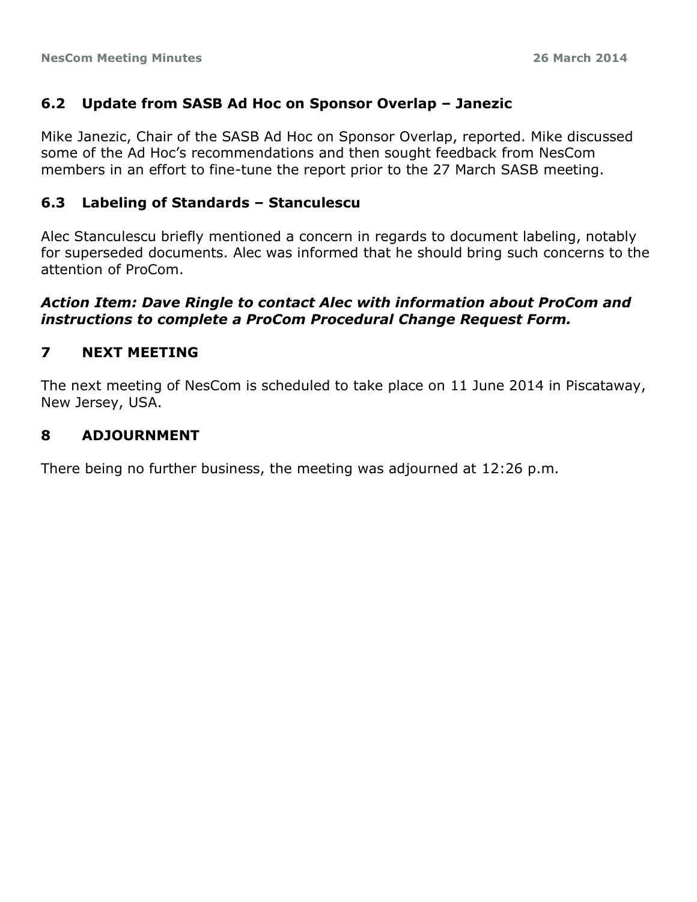## 6.2 Update from SASB Ad Hoc on Sponsor Overlap – Janezic

Mike Janezic, Chair of the SASB Ad Hoc on Sponsor Overlap, reported. Mike discussed some of the Ad Hoc's recommendations and then sought feedback from NesCom members in an effort to fine-tune the report prior to the 27 March SASB meeting.

## 6.3 Labeling of Standards – Stanculescu

Alec Stanculescu briefly mentioned a concern in regards to document labeling, notably for superseded documents. Alec was informed that he should bring such concerns to the attention of ProCom.

***Action Item: Dave Ringle to contact Alec with information about ProCom and instructions to complete a ProCom Procedural Change Request Form.***

# 7 NEXT MEETING

The next meeting of NesCom is scheduled to take place on 11 June 2014 in Piscataway, New Jersey, USA.

# 8 ADJOURNMENT

There being no further business, the meeting was adjourned at 12:26 p.m.